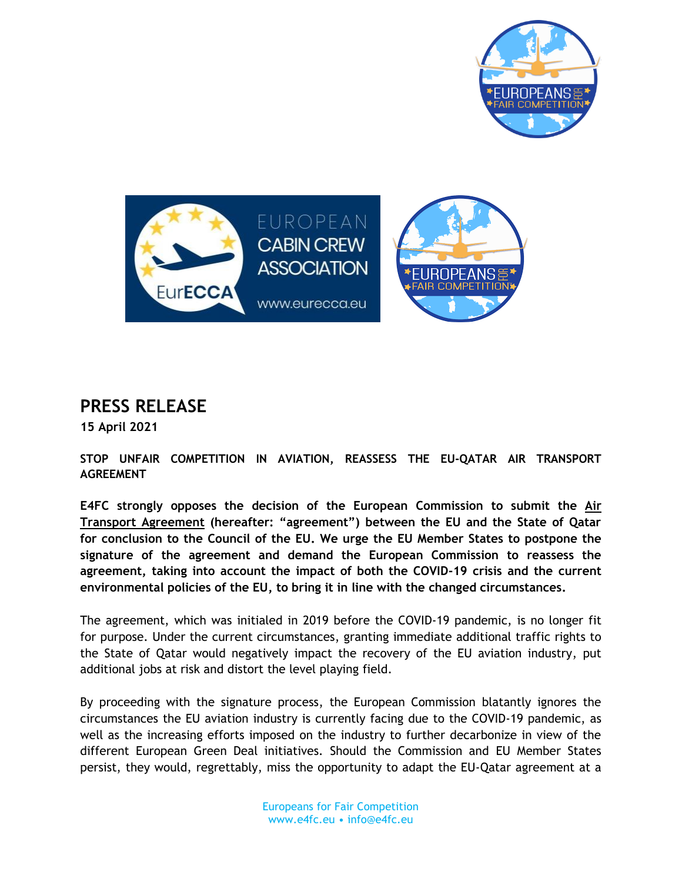# PRESS RELEASE

**15 April 2021**

**STOP UNFAIR COMPETITION IN AVIATION, REASSESS THE EU-QATAR AIR TRANSPORT AGREEMENT**

**E4FC strongly opposes the decision of the European Commission to submit the Air Transport Agreement (hereafter: "agreement") between the EU and the State of Qatar for conclusion to the Council of the EU. We urge the EU Member States to postpone the signature of the agreement and demand the European Commission to reassess the agreement, taking into account the impact of both the COVID-19 crisis and the current environmental policies of the EU, to bring it in line with the changed circumstances.**

The agreement, which was initialed in 2019 before the COVID-19 pandemic, is no longer fit for purpose. Under the current circumstances, granting immediate additional traffic rights to the State of Qatar would negatively impact the recovery of the EU aviation industry, put additional jobs at risk and distort the level playing field.

By proceeding with the signature process, the European Commission blatantly ignores the circumstances the EU aviation industry is currently facing due to the COVID-19 pandemic, as well as the increasing efforts imposed on the industry to further decarbonize in view of the different European Green Deal initiatives. Should the Commission and EU Member States persist, they would, regrettably, miss the opportunity to adapt the EU-Qatar agreement at a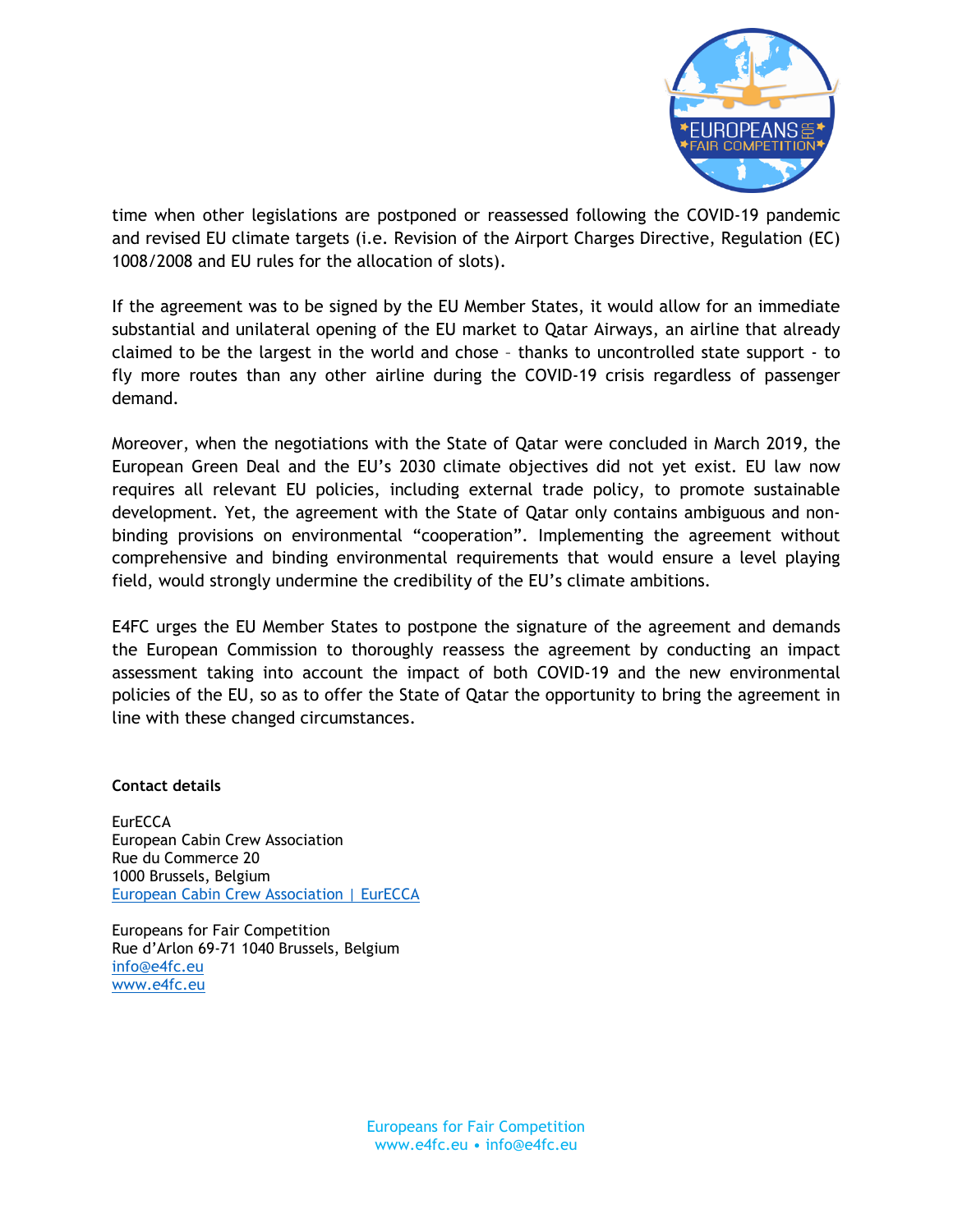time when other legislations are postponed or reassessed following the COVID-19 pandemic and revised EU climate targets (i.e. Revision of the Airport Charges Directive, Regulation (EC) 1008/2008 and EU rules for the allocation of slots).

If the agreement was to be signed by the EU Member States, it would allow for an immediate substantial and unilateral opening of the EU market to Qatar Airways, an airline that already claimed to be the largest in the world and chose – thanks to uncontrolled state support - to fly more routes than any other airline during the COVID-19 crisis regardless of passenger demand.

Moreover, when the negotiations with the State of Qatar were concluded in March 2019, the European Green Deal and the EU's 2030 climate objectives did not yet exist. EU law now requires all relevant EU policies, including external trade policy, to promote sustainable development. Yet, the agreement with the State of Qatar only contains ambiguous and non-binding provisions on environmental "cooperation". Implementing the agreement without comprehensive and binding environmental requirements that would ensure a level playing field, would strongly undermine the credibility of the EU's climate ambitions.

E4FC urges the EU Member States to postpone the signature of the agreement and demands the European Commission to thoroughly reassess the agreement by conducting an impact assessment taking into account the impact of both COVID-19 and the new environmental policies of the EU, so as to offer the State of Qatar the opportunity to bring the agreement in line with these changed circumstances.

**Contact details**

EurECCA
European Cabin Crew Association
Rue du Commerce 20
1000 Brussels, Belgium
European Cabin Crew Association | EurECCA

Europeans for Fair Competition
Rue d'Arlon 69-71 1040 Brussels, Belgium
info@e4fc.eu
www.e4fc.eu